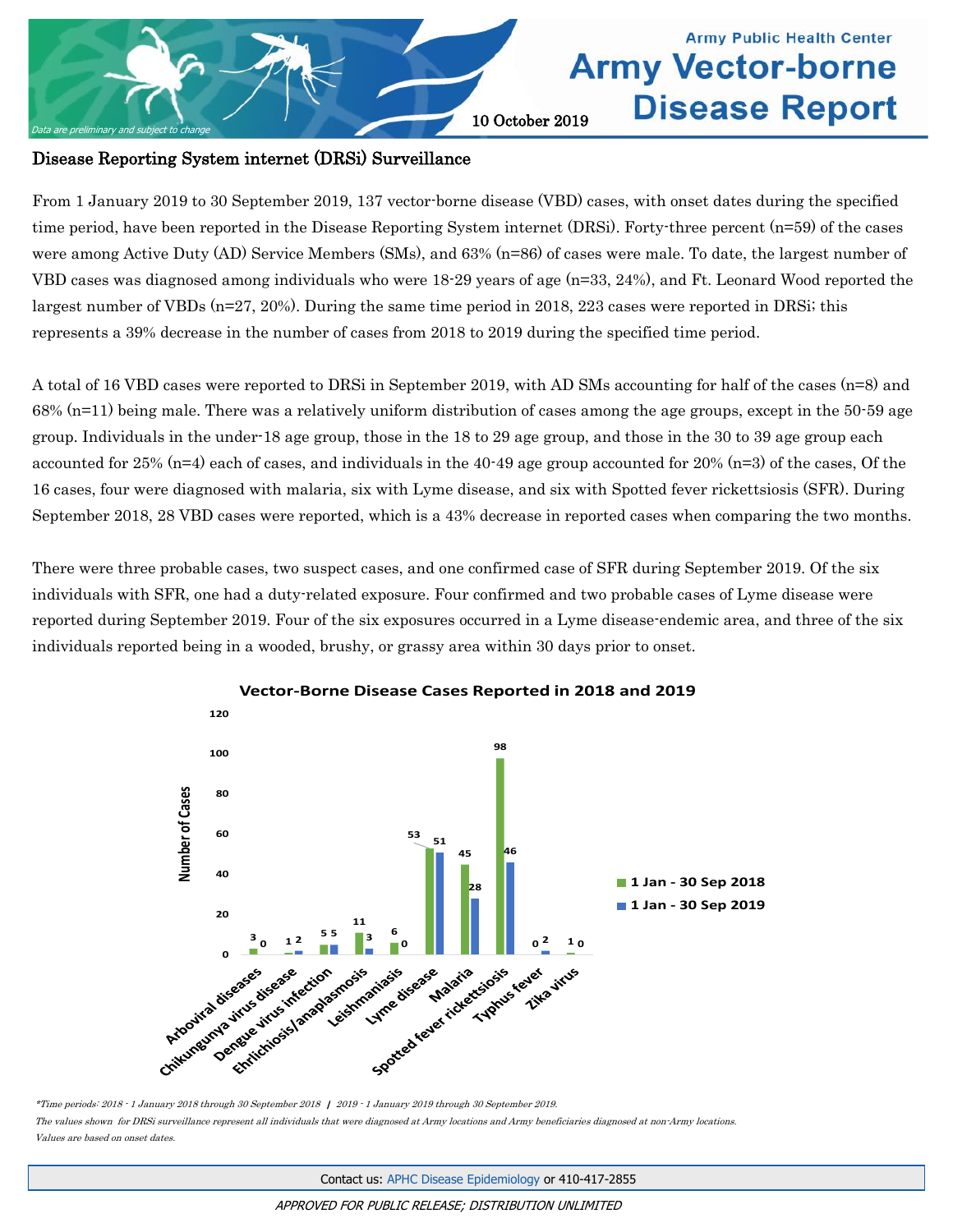Army Public Health Center

# Army Vector-borne Disease Report

10 October 2019

*Data are preliminary and subject to change*

## Disease Reporting System internet (DRSi) Surveillance

From 1 January 2019 to 30 September 2019, 137 vector-borne disease (VBD) cases, with onset dates during the specified time period, have been reported in the Disease Reporting System internet (DRSi). Forty-three percent (n=59) of the cases were among Active Duty (AD) Service Members (SMs), and 63% (n=86) of cases were male. To date, the largest number of VBD cases was diagnosed among individuals who were 18-29 years of age (n=33, 24%), and Ft. Leonard Wood reported the largest number of VBDs (n=27, 20%). During the same time period in 2018, 223 cases were reported in DRSi; this represents a 39% decrease in the number of cases from 2018 to 2019 during the specified time period.

A total of 16 VBD cases were reported to DRSi in September 2019, with AD SMs accounting for half of the cases (n=8) and 68% (n=11) being male. There was a relatively uniform distribution of cases among the age groups, except in the 50-59 age group. Individuals in the under-18 age group, those in the 18 to 29 age group, and those in the 30 to 39 age group each accounted for 25% (n=4) each of cases, and individuals in the 40-49 age group accounted for 20% (n=3) of the cases, Of the 16 cases, four were diagnosed with malaria, six with Lyme disease, and six with Spotted fever rickettsiosis (SFR). During September 2018, 28 VBD cases were reported, which is a 43% decrease in reported cases when comparing the two months.

There were three probable cases, two suspect cases, and one confirmed case of SFR during September 2019. Of the six individuals with SFR, one had a duty-related exposure. Four confirmed and two probable cases of Lyme disease were reported during September 2019. Four of the six exposures occurred in a Lyme disease-endemic area, and three of the six individuals reported being in a wooded, brushy, or grassy area within 30 days prior to onset.

**Vector-Borne Disease Cases Reported in 2018 and 2019**

| Disease | 1 Jan - 30 Sep 2018 | 1 Jan - 30 Sep 2019 |
|---|---|---|
| Arboviral diseases | 3 | 0 |
| Chikungunya virus disease | 1 | 2 |
| Dengue virus infection | 5 | 5 |
| Ehrlichiosis/anaplasmosis | 11 | 3 |
| Leishmaniasis | 6 | 0 |
| Lyme disease | 53 | 51 |
| Malaria | 45 | 28 |
| Spotted fever rickettsiosis | 98 | 46 |
| Typhus fever | 0 | 2 |
| Zika virus | 1 | 0 |

*\*Time periods: 2018 - 1 January 2018 through 30 September 2018 / 2019 - 1 January 2019 through 30 September 2019.*

*The values shown for DRSi surveillance represent all individuals that were diagnosed at Army locations and Army beneficiaries diagnosed at non-Army locations.*

*Values are based on onset dates.*

Contact us: APHC Disease Epidemiology or 410-417-2855

*APPROVED FOR PUBLIC RELEASE; DISTRIBUTION UNLIMITED*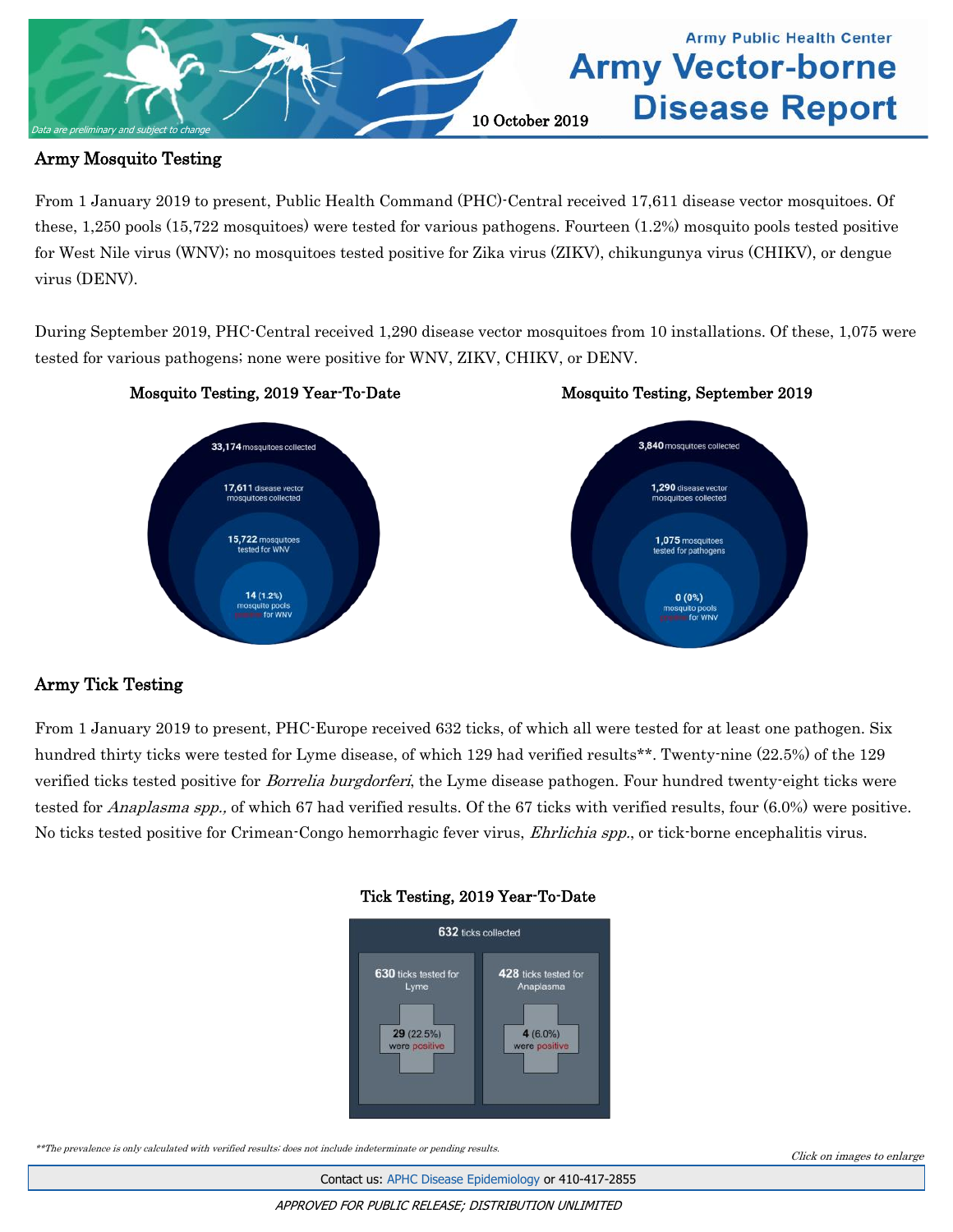Data are preliminary and subject to change

10 October 2019

## Army Mosquito Testing

From 1 January 2019 to present, Public Health Command (PHC)-Central received 17,611 disease vector mosquitoes. Of these, 1,250 pools (15,722 mosquitoes) were tested for various pathogens. Fourteen (1.2%) mosquito pools tested positive for West Nile virus (WNV); no mosquitoes tested positive for Zika virus (ZIKV), chikungunya virus (CHIKV), or dengue virus (DENV).

During September 2019, PHC-Central received 1,290 disease vector mosquitoes from 10 installations. Of these, 1,075 were tested for various pathogens; none were positive for WNV, ZIKV, CHIKV, or DENV.

**Mosquito Testing, 2019 Year-To-Date**

- **33,174** mosquitoes collected
- **17,611** disease vector mosquitoes collected
- **15,722** mosquitoes tested for WNV
- **14** (1.2%) mosquito pools positive for WNV

**Mosquito Testing, September 2019**

- **3,840** mosquitoes collected
- **1,290** disease vector mosquitoes collected
- **1,075** mosquitoes tested for pathogens
- **0** (0%) mosquito pools positive for WNV

## Army Tick Testing

From 1 January 2019 to present, PHC-Europe received 632 ticks, of which all were tested for at least one pathogen. Six hundred thirty ticks were tested for Lyme disease, of which 129 had verified results**. Twenty-nine (22.5%) of the 129 verified ticks tested positive for *Borrelia burgdorferi*, the Lyme disease pathogen. Four hundred twenty-eight ticks were tested for *Anaplasma spp.,* of which 67 had verified results. Of the 67 ticks with verified results, four (6.0%) were positive. No ticks tested positive for Crimean-Congo hemorrhagic fever virus, *Ehrlichia spp.*, or tick-borne encephalitis virus.

**Tick Testing, 2019 Year-To-Date**

**632** ticks collected

| **630** ticks tested for Lyme | **428** ticks tested for Anaplasma |
| --- | --- |
| **29** (22.5%) were positive | **4** (6.0%) were positive |

*\*\*The prevalence is only calculated with verified results; does not include indeterminate or pending results.*

*Click on images to enlarge*

Contact us: APHC Disease Epidemiology or 410-417-2855

*APPROVED FOR PUBLIC RELEASE; DISTRIBUTION UNLIMITED*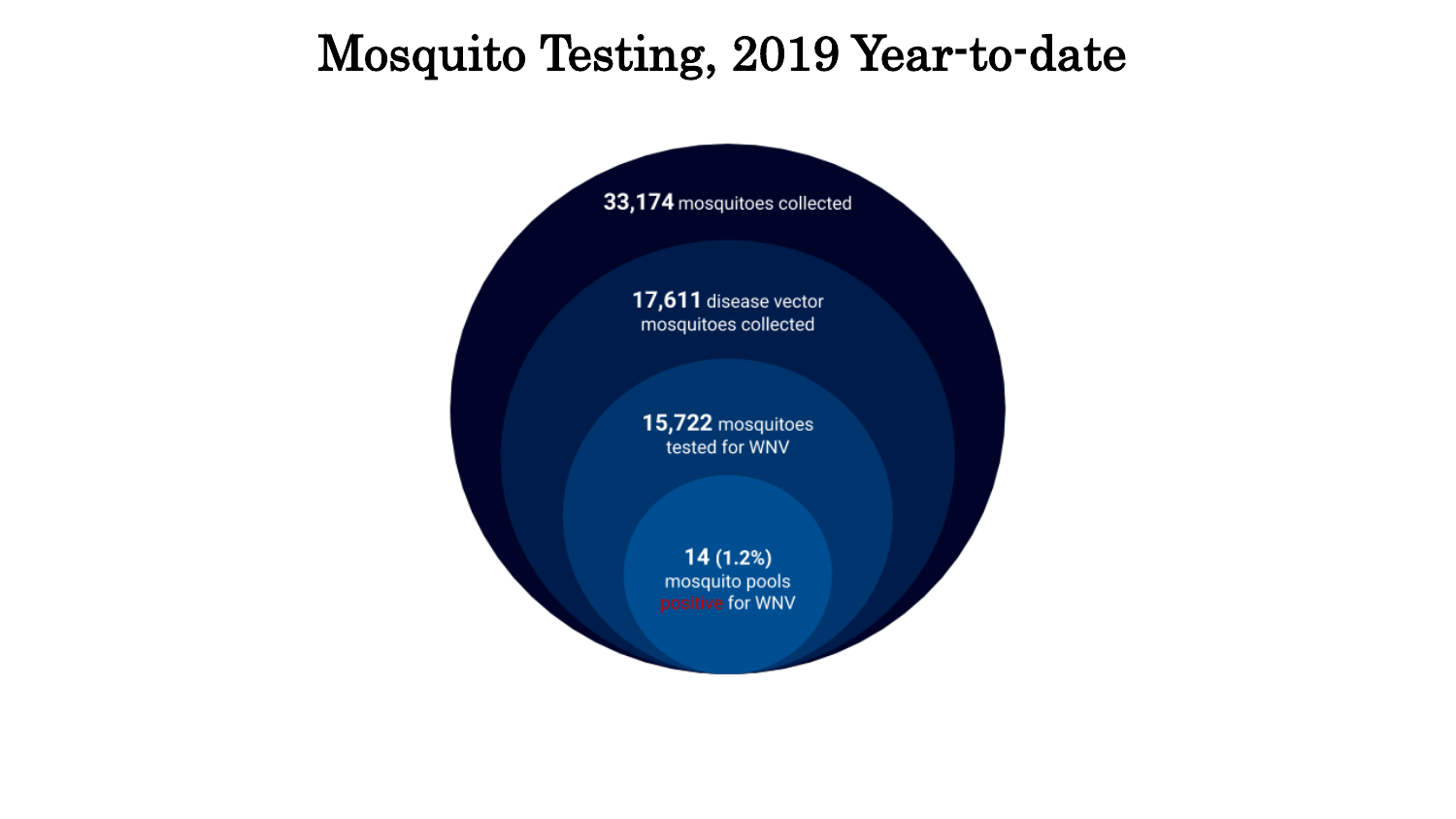# Mosquito Testing, 2019 Year-to-date

**33,174** mosquitoes collected

**17,611** disease vector mosquitoes collected

**15,722** mosquitoes tested for WNV

**14** (1.2%) mosquito pools positive for WNV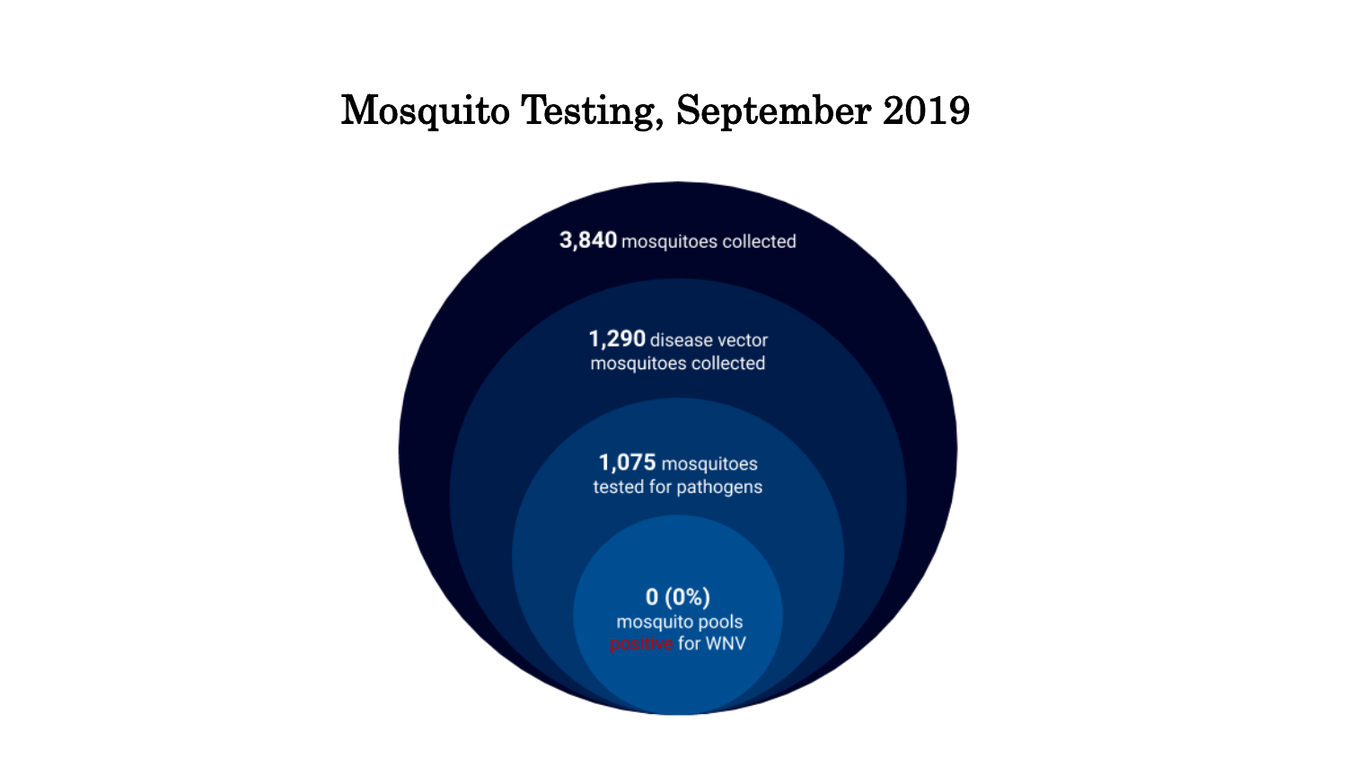# Mosquito Testing, September 2019

**3,840** mosquitoes collected

**1,290** disease vector mosquitoes collected

**1,075** mosquitoes tested for pathogens

**0 (0%)** mosquito pools positive for WNV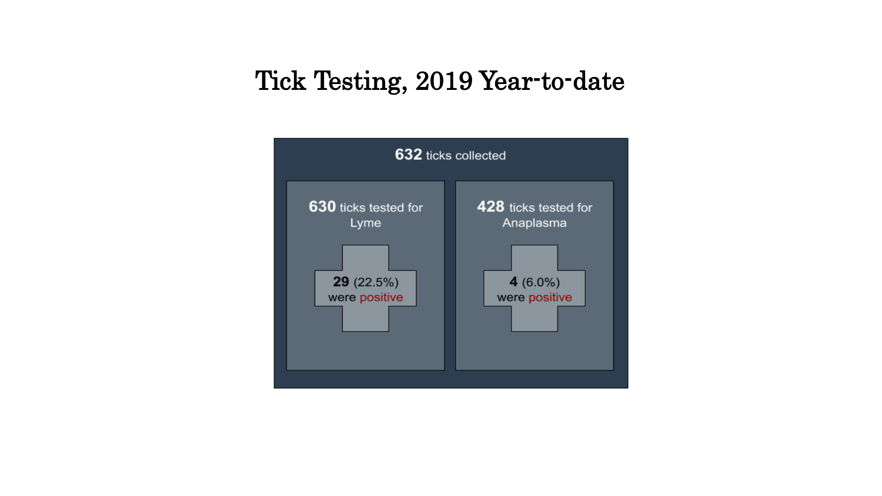# Tick Testing, 2019 Year-to-date

**632** ticks collected

**630** ticks tested for Lyme

**29** (22.5%) were positive

**428** ticks tested for Anaplasma

**4** (6.0%) were positive